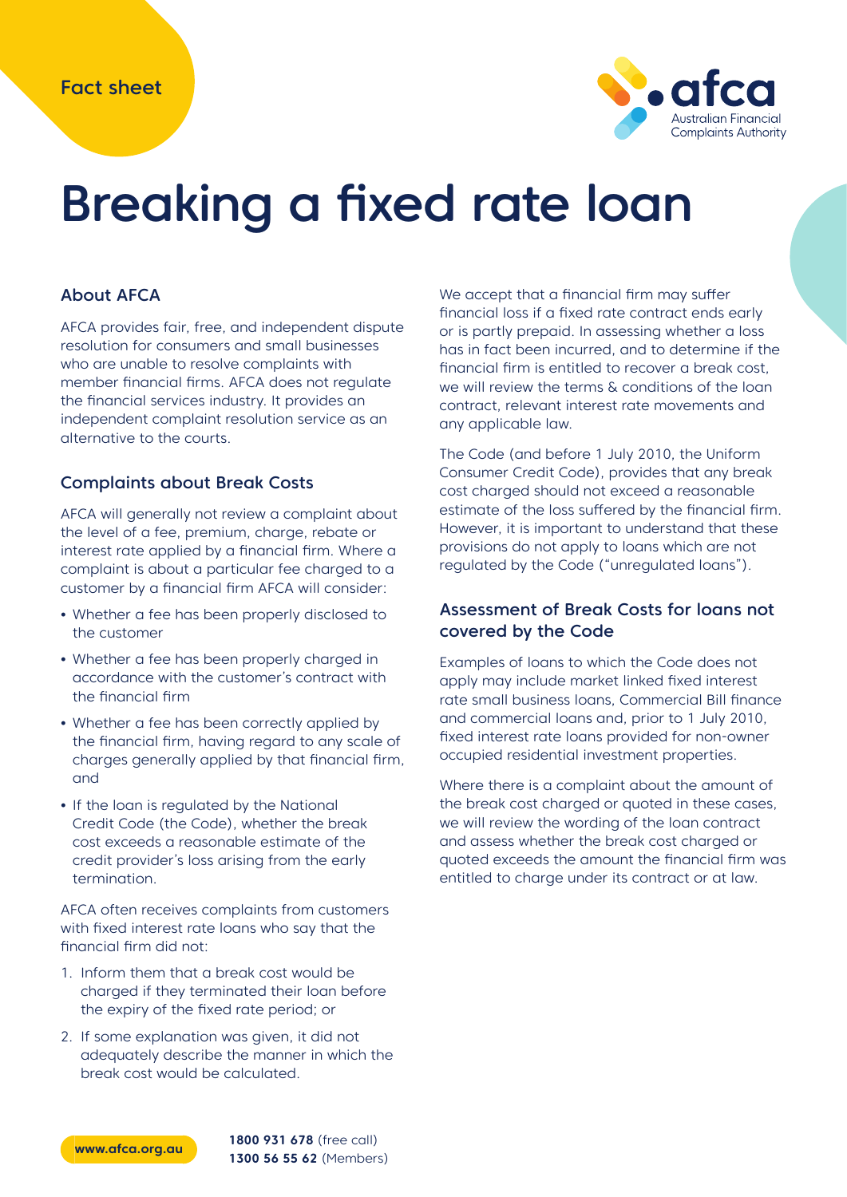Fact sheet

# Breaking a fixed rate loan

### About AFCA

AFCA provides fair, free, and independent dispute resolution for consumers and small businesses who are unable to resolve complaints with member financial firms. AFCA does not regulate the financial services industry. It provides an independent complaint resolution service as an alternative to the courts.

### Complaints about Break Costs

AFCA will generally not review a complaint about the level of a fee, premium, charge, rebate or interest rate applied by a financial firm. Where a complaint is about a particular fee charged to a customer by a financial firm AFCA will consider:

- Whether a fee has been properly disclosed to the customer
- Whether a fee has been properly charged in accordance with the customer's contract with the financial firm
- Whether a fee has been correctly applied by the financial firm, having regard to any scale of charges generally applied by that financial firm, and
- If the loan is regulated by the National Credit Code (the Code), whether the break cost exceeds a reasonable estimate of the credit provider's loss arising from the early termination.

AFCA often receives complaints from customers with fixed interest rate loans who say that the financial firm did not:

1. Inform them that a break cost would be charged if they terminated their loan before the expiry of the fixed rate period; or
2. If some explanation was given, it did not adequately describe the manner in which the break cost would be calculated.

We accept that a financial firm may suffer financial loss if a fixed rate contract ends early or is partly prepaid. In assessing whether a loss has in fact been incurred, and to determine if the financial firm is entitled to recover a break cost, we will review the terms & conditions of the loan contract, relevant interest rate movements and any applicable law.

The Code (and before 1 July 2010, the Uniform Consumer Credit Code), provides that any break cost charged should not exceed a reasonable estimate of the loss suffered by the financial firm. However, it is important to understand that these provisions do not apply to loans which are not regulated by the Code ("unregulated loans").

### Assessment of Break Costs for loans not covered by the Code

Examples of loans to which the Code does not apply may include market linked fixed interest rate small business loans, Commercial Bill finance and commercial loans and, prior to 1 July 2010, fixed interest rate loans provided for non-owner occupied residential investment properties.

Where there is a complaint about the amount of the break cost charged or quoted in these cases, we will review the wording of the loan contract and assess whether the break cost charged or quoted exceeds the amount the financial firm was entitled to charge under its contract or at law.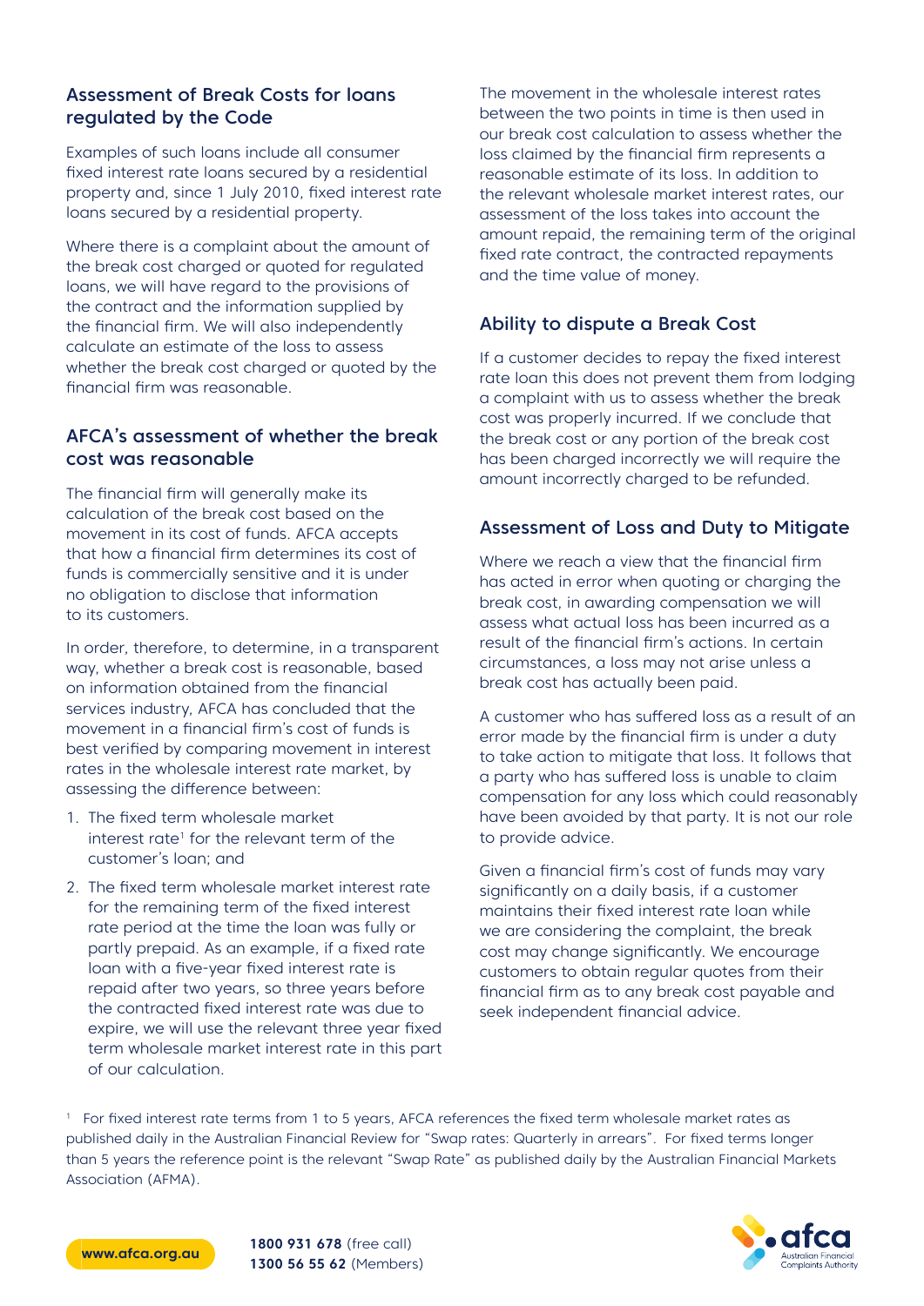## Assessment of Break Costs for loans regulated by the Code

Examples of such loans include all consumer fixed interest rate loans secured by a residential property and, since 1 July 2010, fixed interest rate loans secured by a residential property.

Where there is a complaint about the amount of the break cost charged or quoted for regulated loans, we will have regard to the provisions of the contract and the information supplied by the financial firm. We will also independently calculate an estimate of the loss to assess whether the break cost charged or quoted by the financial firm was reasonable.

## AFCA's assessment of whether the break cost was reasonable

The financial firm will generally make its calculation of the break cost based on the movement in its cost of funds. AFCA accepts that how a financial firm determines its cost of funds is commercially sensitive and it is under no obligation to disclose that information to its customers.

In order, therefore, to determine, in a transparent way, whether a break cost is reasonable, based on information obtained from the financial services industry, AFCA has concluded that the movement in a financial firm's cost of funds is best verified by comparing movement in interest rates in the wholesale interest rate market, by assessing the difference between:

1. The fixed term wholesale market interest rate[1] for the relevant term of the customer's loan; and
2. The fixed term wholesale market interest rate for the remaining term of the fixed interest rate period at the time the loan was fully or partly prepaid. As an example, if a fixed rate loan with a five-year fixed interest rate is repaid after two years, so three years before the contracted fixed interest rate was due to expire, we will use the relevant three year fixed term wholesale market interest rate in this part of our calculation.

The movement in the wholesale interest rates between the two points in time is then used in our break cost calculation to assess whether the loss claimed by the financial firm represents a reasonable estimate of its loss. In addition to the relevant wholesale market interest rates, our assessment of the loss takes into account the amount repaid, the remaining term of the original fixed rate contract, the contracted repayments and the time value of money.

## Ability to dispute a Break Cost

If a customer decides to repay the fixed interest rate loan this does not prevent them from lodging a complaint with us to assess whether the break cost was properly incurred. If we conclude that the break cost or any portion of the break cost has been charged incorrectly we will require the amount incorrectly charged to be refunded.

## Assessment of Loss and Duty to Mitigate

Where we reach a view that the financial firm has acted in error when quoting or charging the break cost, in awarding compensation we will assess what actual loss has been incurred as a result of the financial firm's actions. In certain circumstances, a loss may not arise unless a break cost has actually been paid.

A customer who has suffered loss as a result of an error made by the financial firm is under a duty to take action to mitigate that loss. It follows that a party who has suffered loss is unable to claim compensation for any loss which could reasonably have been avoided by that party. It is not our role to provide advice.

Given a financial firm's cost of funds may vary significantly on a daily basis, if a customer maintains their fixed interest rate loan while we are considering the complaint, the break cost may change significantly. We encourage customers to obtain regular quotes from their financial firm as to any break cost payable and seek independent financial advice.

[1] For fixed interest rate terms from 1 to 5 years, AFCA references the fixed term wholesale market rates as published daily in the Australian Financial Review for "Swap rates: Quarterly in arrears". For fixed terms longer than 5 years the reference point is the relevant "Swap Rate" as published daily by the Australian Financial Markets Association (AFMA).

www.afca.org.au

**1800 931 678** (free call)
**1300 56 55 62** (Members)